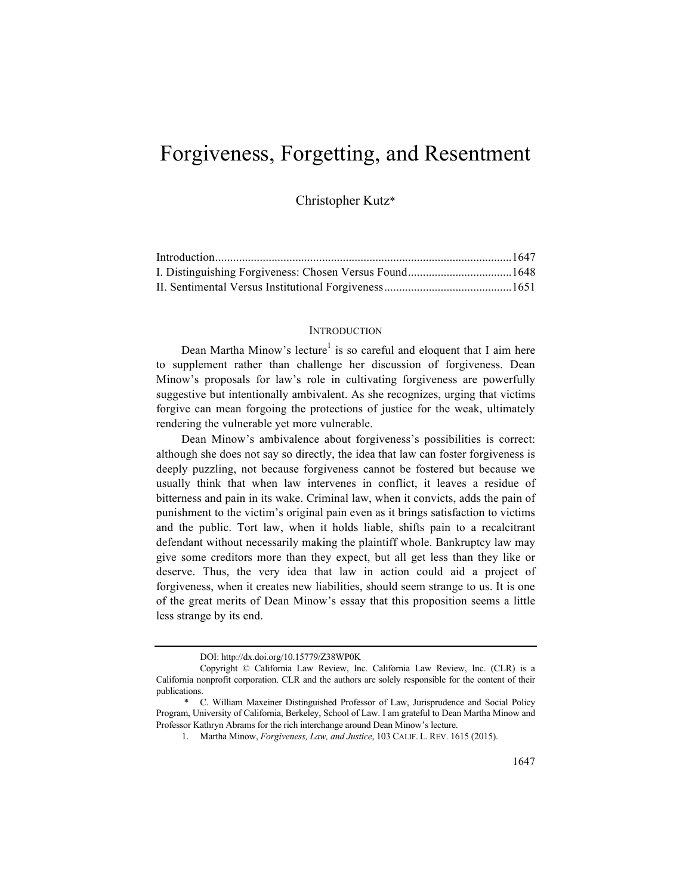# Forgiveness, Forgetting, and Resentment

Christopher Kutz*

Introduction.................................................................................................1647
I. Distinguishing Forgiveness: Chosen Versus Found...................................1648
II. Sentimental Versus Institutional Forgiveness...........................................1651

## INTRODUCTION

Dean Martha Minow's lecture[1] is so careful and eloquent that I aim here to supplement rather than challenge her discussion of forgiveness. Dean Minow's proposals for law's role in cultivating forgiveness are powerfully suggestive but intentionally ambivalent. As she recognizes, urging that victims forgive can mean forgoing the protections of justice for the weak, ultimately rendering the vulnerable yet more vulnerable.

Dean Minow's ambivalence about forgiveness's possibilities is correct: although she does not say so directly, the idea that law can foster forgiveness is deeply puzzling, not because forgiveness cannot be fostered but because we usually think that when law intervenes in conflict, it leaves a residue of bitterness and pain in its wake. Criminal law, when it convicts, adds the pain of punishment to the victim's original pain even as it brings satisfaction to victims and the public. Tort law, when it holds liable, shifts pain to a recalcitrant defendant without necessarily making the plaintiff whole. Bankruptcy law may give some creditors more than they expect, but all get less than they like or deserve. Thus, the very idea that law in action could aid a project of forgiveness, when it creates new liabilities, should seem strange to us. It is one of the great merits of Dean Minow's essay that this proposition seems a little less strange by its end.

---

DOI: http://dx.doi.org/10.15779/Z38WP0K

Copyright © California Law Review, Inc. California Law Review, Inc. (CLR) is a California nonprofit corporation. CLR and the authors are solely responsible for the content of their publications.

\* C. William Maxeiner Distinguished Professor of Law, Jurisprudence and Social Policy Program, University of California, Berkeley, School of Law. I am grateful to Dean Martha Minow and Professor Kathryn Abrams for the rich interchange around Dean Minow's lecture.

1. Martha Minow, *Forgiveness, Law, and Justice*, 103 CALIF. L. REV. 1615 (2015).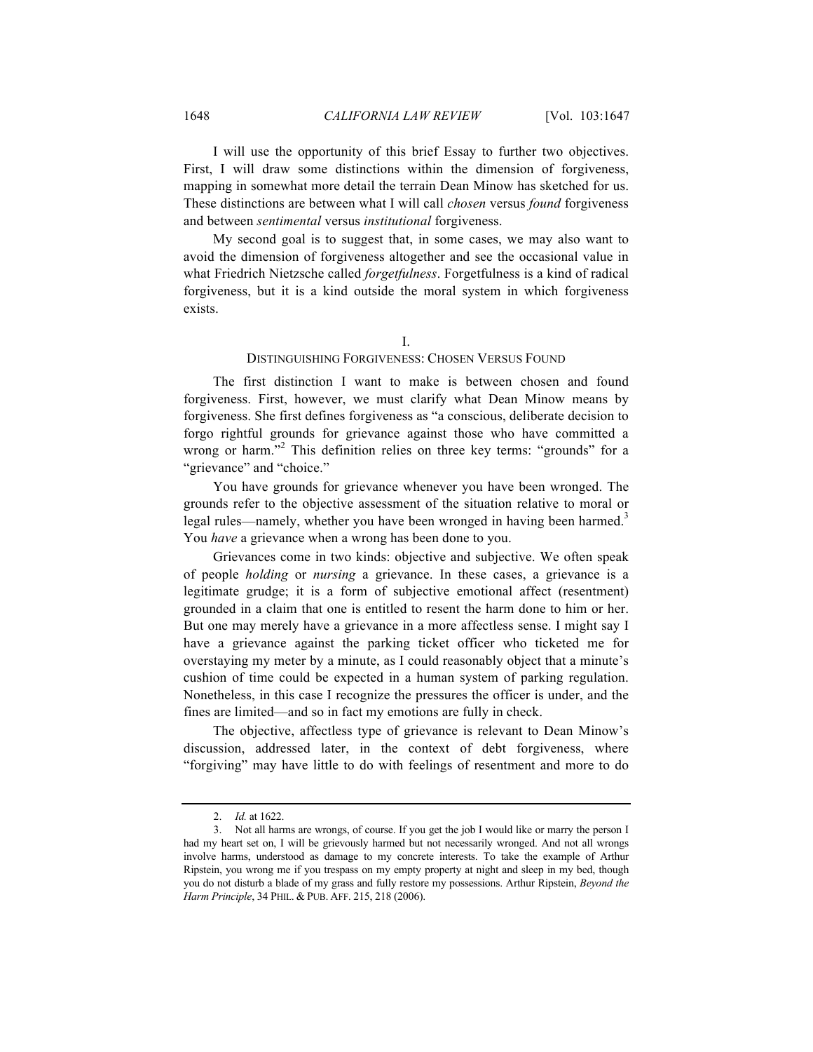I will use the opportunity of this brief Essay to further two objectives. First, I will draw some distinctions within the dimension of forgiveness, mapping in somewhat more detail the terrain Dean Minow has sketched for us. These distinctions are between what I will call *chosen* versus *found* forgiveness and between *sentimental* versus *institutional* forgiveness.

My second goal is to suggest that, in some cases, we may also want to avoid the dimension of forgiveness altogether and see the occasional value in what Friedrich Nietzsche called *forgetfulness*. Forgetfulness is a kind of radical forgiveness, but it is a kind outside the moral system in which forgiveness exists.

## I.
## DISTINGUISHING FORGIVENESS: CHOSEN VERSUS FOUND

The first distinction I want to make is between chosen and found forgiveness. First, however, we must clarify what Dean Minow means by forgiveness. She first defines forgiveness as "a conscious, deliberate decision to forgo rightful grounds for grievance against those who have committed a wrong or harm."[2] This definition relies on three key terms: "grounds" for a "grievance" and "choice."

You have grounds for grievance whenever you have been wronged. The grounds refer to the objective assessment of the situation relative to moral or legal rules—namely, whether you have been wronged in having been harmed.[3] You *have* a grievance when a wrong has been done to you.

Grievances come in two kinds: objective and subjective. We often speak of people *holding* or *nursing* a grievance. In these cases, a grievance is a legitimate grudge; it is a form of subjective emotional affect (resentment) grounded in a claim that one is entitled to resent the harm done to him or her. But one may merely have a grievance in a more affectless sense. I might say I have a grievance against the parking ticket officer who ticketed me for overstaying my meter by a minute, as I could reasonably object that a minute's cushion of time could be expected in a human system of parking regulation. Nonetheless, in this case I recognize the pressures the officer is under, and the fines are limited—and so in fact my emotions are fully in check.

The objective, affectless type of grievance is relevant to Dean Minow's discussion, addressed later, in the context of debt forgiveness, where "forgiving" may have little to do with feelings of resentment and more to do

---

2. *Id.* at 1622.

3. Not all harms are wrongs, of course. If you get the job I would like or marry the person I had my heart set on, I will be grievously harmed but not necessarily wronged. And not all wrongs involve harms, understood as damage to my concrete interests. To take the example of Arthur Ripstein, you wrong me if you trespass on my empty property at night and sleep in my bed, though you do not disturb a blade of my grass and fully restore my possessions. Arthur Ripstein, *Beyond the Harm Principle*, 34 PHIL. & PUB. AFF. 215, 218 (2006).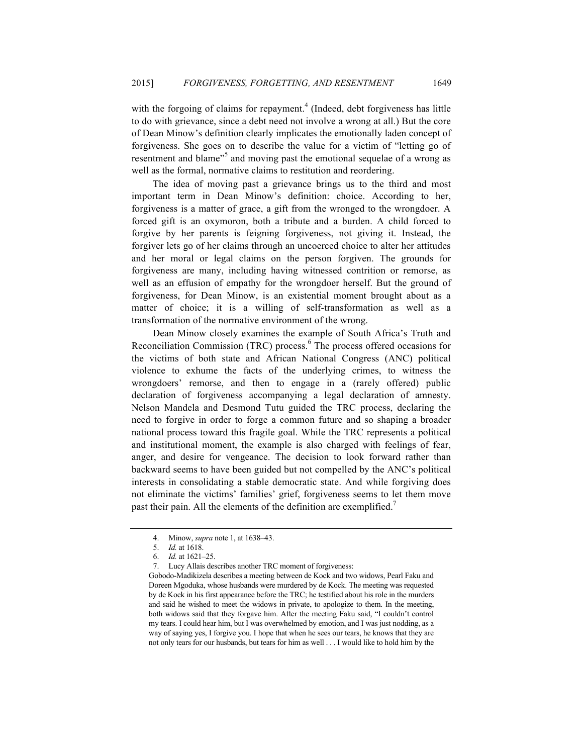with the forgoing of claims for repayment.[4] (Indeed, debt forgiveness has little to do with grievance, since a debt need not involve a wrong at all.) But the core of Dean Minow's definition clearly implicates the emotionally laden concept of forgiveness. She goes on to describe the value for a victim of "letting go of resentment and blame"[5] and moving past the emotional sequelae of a wrong as well as the formal, normative claims to restitution and reordering.

The idea of moving past a grievance brings us to the third and most important term in Dean Minow's definition: choice. According to her, forgiveness is a matter of grace, a gift from the wronged to the wrongdoer. A forced gift is an oxymoron, both a tribute and a burden. A child forced to forgive by her parents is feigning forgiveness, not giving it. Instead, the forgiver lets go of her claims through an uncoerced choice to alter her attitudes and her moral or legal claims on the person forgiven. The grounds for forgiveness are many, including having witnessed contrition or remorse, as well as an effusion of empathy for the wrongdoer herself. But the ground of forgiveness, for Dean Minow, is an existential moment brought about as a matter of choice; it is a willing of self-transformation as well as a transformation of the normative environment of the wrong.

Dean Minow closely examines the example of South Africa's Truth and Reconciliation Commission (TRC) process.[6] The process offered occasions for the victims of both state and African National Congress (ANC) political violence to exhume the facts of the underlying crimes, to witness the wrongdoers' remorse, and then to engage in a (rarely offered) public declaration of forgiveness accompanying a legal declaration of amnesty. Nelson Mandela and Desmond Tutu guided the TRC process, declaring the need to forgive in order to forge a common future and so shaping a broader national process toward this fragile goal. While the TRC represents a political and institutional moment, the example is also charged with feelings of fear, anger, and desire for vengeance. The decision to look forward rather than backward seems to have been guided but not compelled by the ANC's political interests in consolidating a stable democratic state. And while forgiving does not eliminate the victims' families' grief, forgiveness seems to let them move past their pain. All the elements of the definition are exemplified.[7]

---

4. Minow, *supra* note 1, at 1638–43.

5. *Id.* at 1618.

6. *Id.* at 1621–25.

7. Lucy Allais describes another TRC moment of forgiveness:

Gobodo-Madikizela describes a meeting between de Kock and two widows, Pearl Faku and Doreen Mgoduka, whose husbands were murdered by de Kock. The meeting was requested by de Kock in his first appearance before the TRC; he testified about his role in the murders and said he wished to meet the widows in private, to apologize to them. In the meeting, both widows said that they forgave him. After the meeting Faku said, "I couldn't control my tears. I could hear him, but I was overwhelmed by emotion, and I was just nodding, as a way of saying yes, I forgive you. I hope that when he sees our tears, he knows that they are not only tears for our husbands, but tears for him as well . . . I would like to hold him by the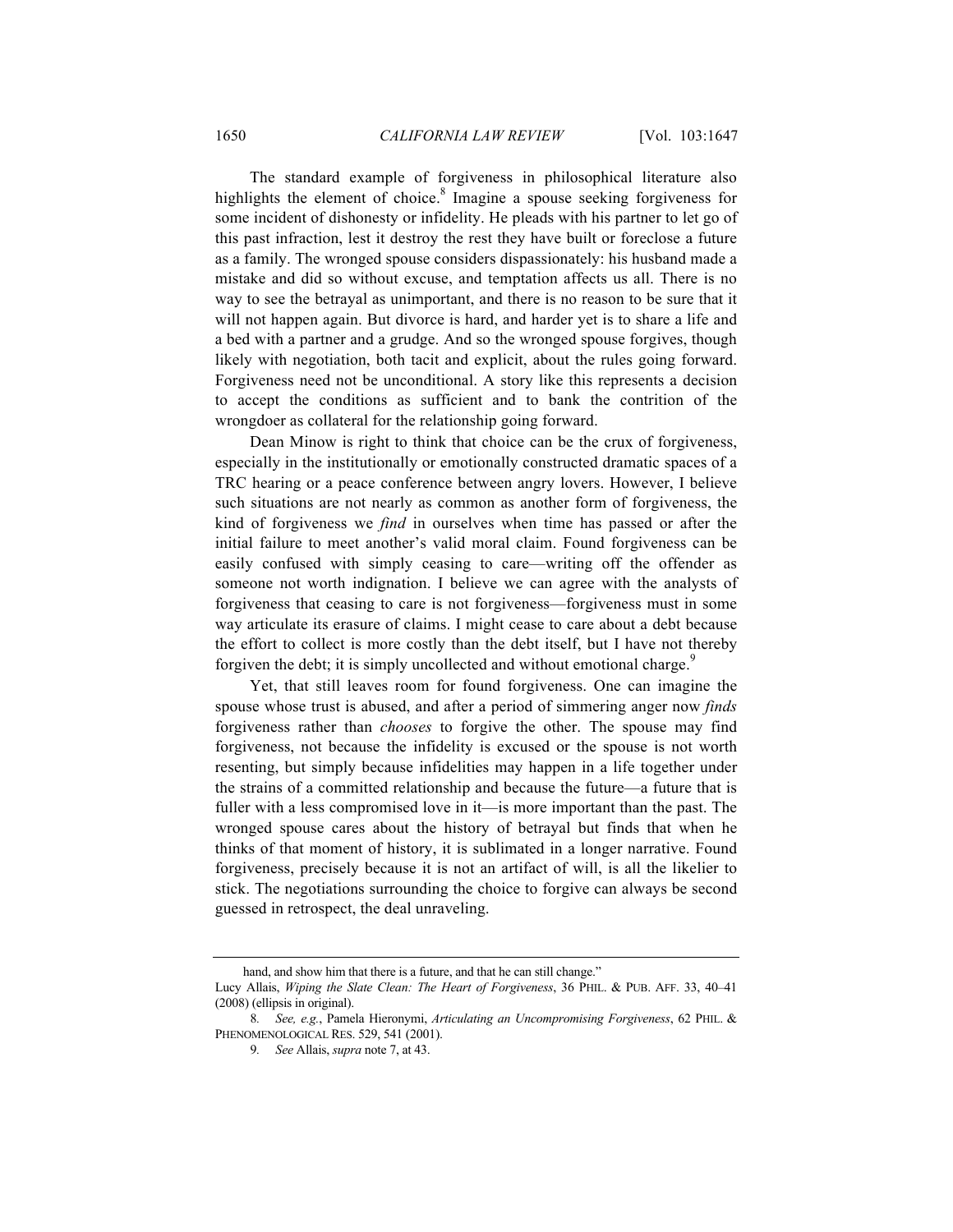The standard example of forgiveness in philosophical literature also highlights the element of choice.[8] Imagine a spouse seeking forgiveness for some incident of dishonesty or infidelity. He pleads with his partner to let go of this past infraction, lest it destroy the rest they have built or foreclose a future as a family. The wronged spouse considers dispassionately: his husband made a mistake and did so without excuse, and temptation affects us all. There is no way to see the betrayal as unimportant, and there is no reason to be sure that it will not happen again. But divorce is hard, and harder yet is to share a life and a bed with a partner and a grudge. And so the wronged spouse forgives, though likely with negotiation, both tacit and explicit, about the rules going forward. Forgiveness need not be unconditional. A story like this represents a decision to accept the conditions as sufficient and to bank the contrition of the wrongdoer as collateral for the relationship going forward.

Dean Minow is right to think that choice can be the crux of forgiveness, especially in the institutionally or emotionally constructed dramatic spaces of a TRC hearing or a peace conference between angry lovers. However, I believe such situations are not nearly as common as another form of forgiveness, the kind of forgiveness we *find* in ourselves when time has passed or after the initial failure to meet another's valid moral claim. Found forgiveness can be easily confused with simply ceasing to care—writing off the offender as someone not worth indignation. I believe we can agree with the analysts of forgiveness that ceasing to care is not forgiveness—forgiveness must in some way articulate its erasure of claims. I might cease to care about a debt because the effort to collect is more costly than the debt itself, but I have not thereby forgiven the debt; it is simply uncollected and without emotional charge.[9]

Yet, that still leaves room for found forgiveness. One can imagine the spouse whose trust is abused, and after a period of simmering anger now *finds* forgiveness rather than *chooses* to forgive the other. The spouse may find forgiveness, not because the infidelity is excused or the spouse is not worth resenting, but simply because infidelities may happen in a life together under the strains of a committed relationship and because the future—a future that is fuller with a less compromised love in it—is more important than the past. The wronged spouse cares about the history of betrayal but finds that when he thinks of that moment of history, it is sublimated in a longer narrative. Found forgiveness, precisely because it is not an artifact of will, is all the likelier to stick. The negotiations surrounding the choice to forgive can always be second guessed in retrospect, the deal unraveling.

---

hand, and show him that there is a future, and that he can still change."

Lucy Allais, *Wiping the Slate Clean: The Heart of Forgiveness*, 36 PHIL. & PUB. AFF. 33, 40–41 (2008) (ellipsis in original).

8. *See, e.g.*, Pamela Hieronymi, *Articulating an Uncompromising Forgiveness*, 62 PHIL. & PHENOMENOLOGICAL RES. 529, 541 (2001).

9. *See* Allais, *supra* note 7, at 43.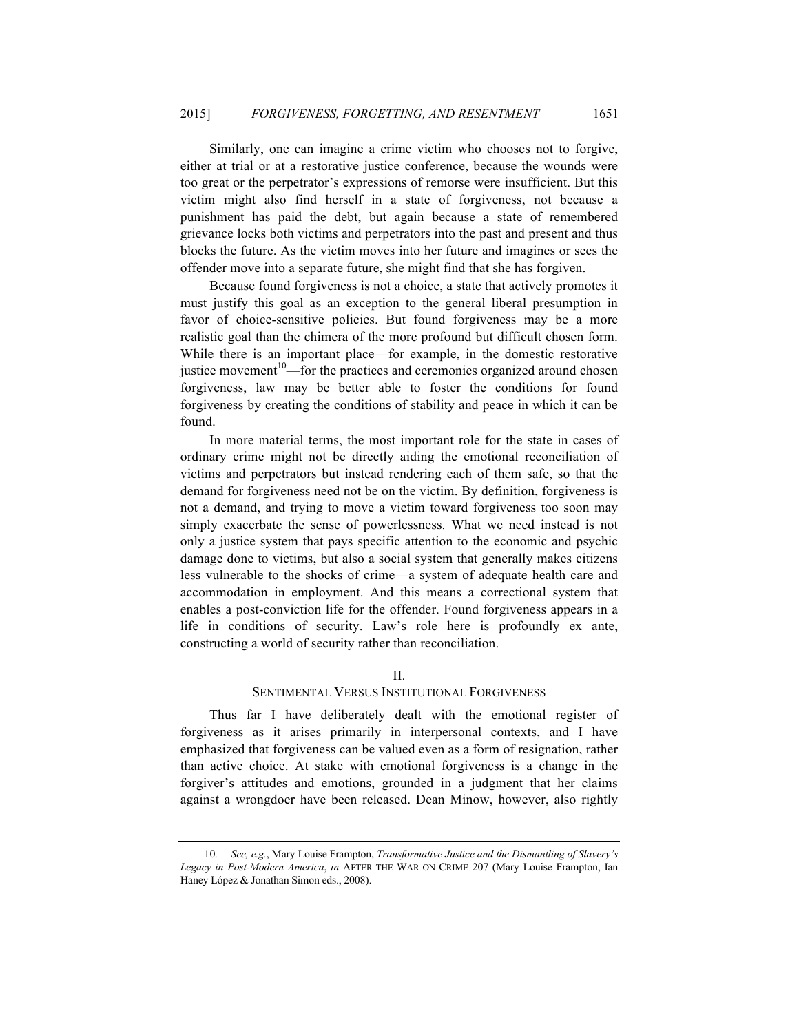Similarly, one can imagine a crime victim who chooses not to forgive, either at trial or at a restorative justice conference, because the wounds were too great or the perpetrator's expressions of remorse were insufficient. But this victim might also find herself in a state of forgiveness, not because a punishment has paid the debt, but again because a state of remembered grievance locks both victims and perpetrators into the past and present and thus blocks the future. As the victim moves into her future and imagines or sees the offender move into a separate future, she might find that she has forgiven.

Because found forgiveness is not a choice, a state that actively promotes it must justify this goal as an exception to the general liberal presumption in favor of choice-sensitive policies. But found forgiveness may be a more realistic goal than the chimera of the more profound but difficult chosen form. While there is an important place—for example, in the domestic restorative justice movement[10]—for the practices and ceremonies organized around chosen forgiveness, law may be better able to foster the conditions for found forgiveness by creating the conditions of stability and peace in which it can be found.

In more material terms, the most important role for the state in cases of ordinary crime might not be directly aiding the emotional reconciliation of victims and perpetrators but instead rendering each of them safe, so that the demand for forgiveness need not be on the victim. By definition, forgiveness is not a demand, and trying to move a victim toward forgiveness too soon may simply exacerbate the sense of powerlessness. What we need instead is not only a justice system that pays specific attention to the economic and psychic damage done to victims, but also a social system that generally makes citizens less vulnerable to the shocks of crime—a system of adequate health care and accommodation in employment. And this means a correctional system that enables a post-conviction life for the offender. Found forgiveness appears in a life in conditions of security. Law's role here is profoundly ex ante, constructing a world of security rather than reconciliation.

## II.
## SENTIMENTAL VERSUS INSTITUTIONAL FORGIVENESS

Thus far I have deliberately dealt with the emotional register of forgiveness as it arises primarily in interpersonal contexts, and I have emphasized that forgiveness can be valued even as a form of resignation, rather than active choice. At stake with emotional forgiveness is a change in the forgiver's attitudes and emotions, grounded in a judgment that her claims against a wrongdoer have been released. Dean Minow, however, also rightly

---

10. *See, e.g.*, Mary Louise Frampton, *Transformative Justice and the Dismantling of Slavery's Legacy in Post-Modern America*, *in* AFTER THE WAR ON CRIME 207 (Mary Louise Frampton, Ian Haney López & Jonathan Simon eds., 2008).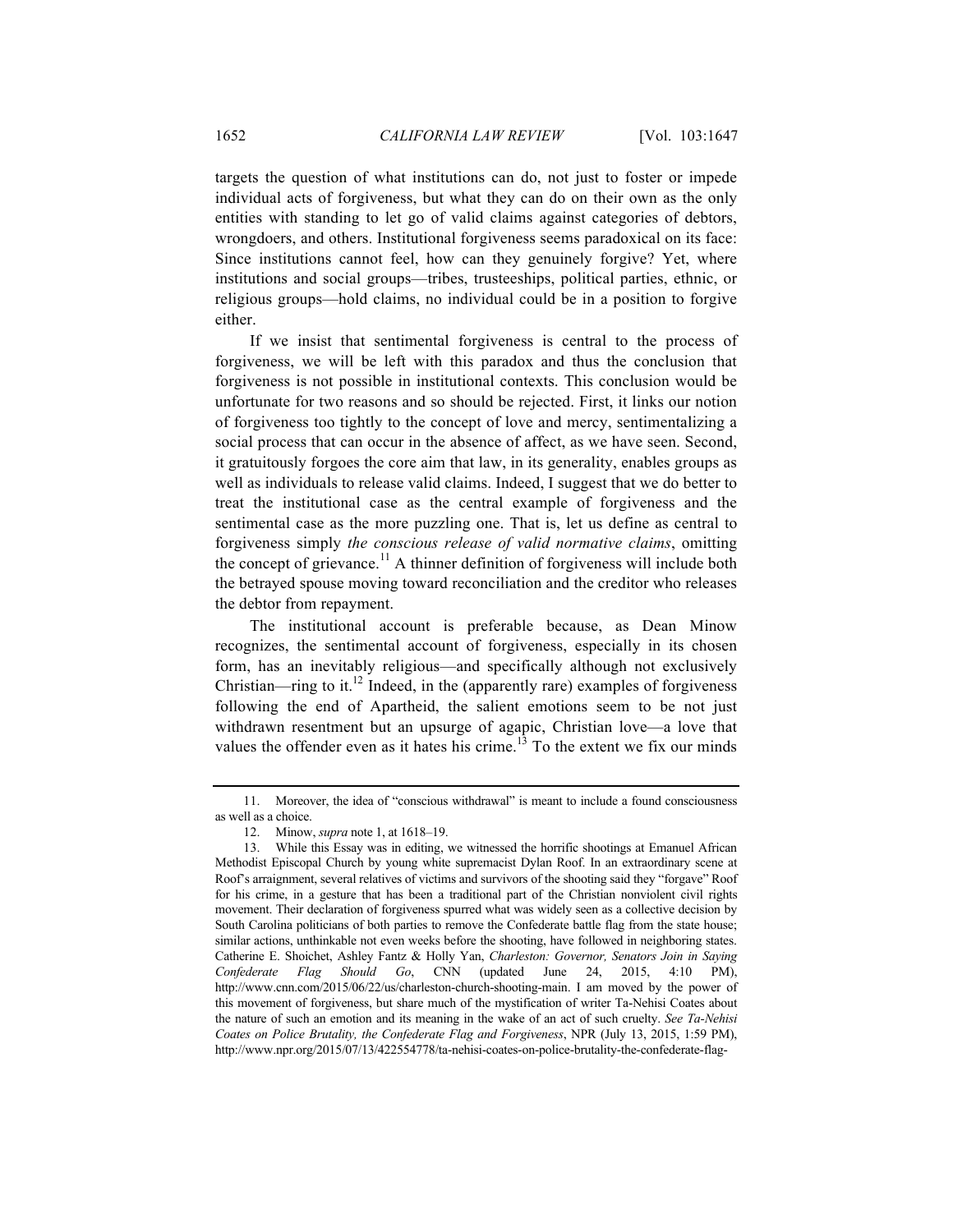targets the question of what institutions can do, not just to foster or impede individual acts of forgiveness, but what they can do on their own as the only entities with standing to let go of valid claims against categories of debtors, wrongdoers, and others. Institutional forgiveness seems paradoxical on its face: Since institutions cannot feel, how can they genuinely forgive? Yet, where institutions and social groups—tribes, trusteeships, political parties, ethnic, or religious groups—hold claims, no individual could be in a position to forgive either.

If we insist that sentimental forgiveness is central to the process of forgiveness, we will be left with this paradox and thus the conclusion that forgiveness is not possible in institutional contexts. This conclusion would be unfortunate for two reasons and so should be rejected. First, it links our notion of forgiveness too tightly to the concept of love and mercy, sentimentalizing a social process that can occur in the absence of affect, as we have seen. Second, it gratuitously forgoes the core aim that law, in its generality, enables groups as well as individuals to release valid claims. Indeed, I suggest that we do better to treat the institutional case as the central example of forgiveness and the sentimental case as the more puzzling one. That is, let us define as central to forgiveness simply *the conscious release of valid normative claims*, omitting the concept of grievance.[11] A thinner definition of forgiveness will include both the betrayed spouse moving toward reconciliation and the creditor who releases the debtor from repayment.

The institutional account is preferable because, as Dean Minow recognizes, the sentimental account of forgiveness, especially in its chosen form, has an inevitably religious—and specifically although not exclusively Christian—ring to it.[12] Indeed, in the (apparently rare) examples of forgiveness following the end of Apartheid, the salient emotions seem to be not just withdrawn resentment but an upsurge of agapic, Christian love—a love that values the offender even as it hates his crime.[13] To the extent we fix our minds

---

11. Moreover, the idea of "conscious withdrawal" is meant to include a found consciousness as well as a choice.

12. Minow, *supra* note 1, at 1618–19.

13. While this Essay was in editing, we witnessed the horrific shootings at Emanuel African Methodist Episcopal Church by young white supremacist Dylan Roof. In an extraordinary scene at Roof's arraignment, several relatives of victims and survivors of the shooting said they "forgave" Roof for his crime, in a gesture that has been a traditional part of the Christian nonviolent civil rights movement. Their declaration of forgiveness spurred what was widely seen as a collective decision by South Carolina politicians of both parties to remove the Confederate battle flag from the state house; similar actions, unthinkable not even weeks before the shooting, have followed in neighboring states. Catherine E. Shoichet, Ashley Fantz & Holly Yan, *Charleston: Governor, Senators Join in Saying Confederate Flag Should Go*, CNN (updated June 24, 2015, 4:10 PM), http://www.cnn.com/2015/06/22/us/charleston-church-shooting-main. I am moved by the power of this movement of forgiveness, but share much of the mystification of writer Ta-Nehisi Coates about the nature of such an emotion and its meaning in the wake of an act of such cruelty. *See Ta-Nehisi Coates on Police Brutality, the Confederate Flag and Forgiveness*, NPR (July 13, 2015, 1:59 PM), http://www.npr.org/2015/07/13/422554778/ta-nehisi-coates-on-police-brutality-the-confederate-flag-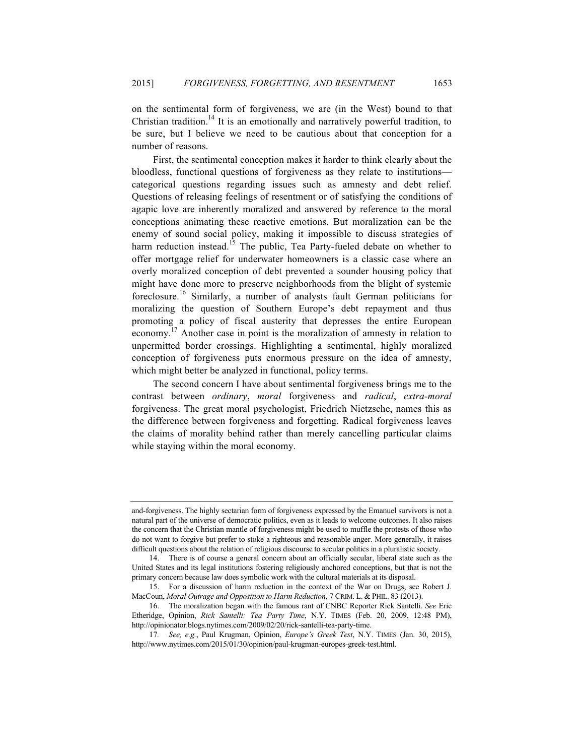on the sentimental form of forgiveness, we are (in the West) bound to that Christian tradition.[14] It is an emotionally and narratively powerful tradition, to be sure, but I believe we need to be cautious about that conception for a number of reasons.

First, the sentimental conception makes it harder to think clearly about the bloodless, functional questions of forgiveness as they relate to institutions—categorical questions regarding issues such as amnesty and debt relief. Questions of releasing feelings of resentment or of satisfying the conditions of agapic love are inherently moralized and answered by reference to the moral conceptions animating these reactive emotions. But moralization can be the enemy of sound social policy, making it impossible to discuss strategies of harm reduction instead.[15] The public, Tea Party-fueled debate on whether to offer mortgage relief for underwater homeowners is a classic case where an overly moralized conception of debt prevented a sounder housing policy that might have done more to preserve neighborhoods from the blight of systemic foreclosure.[16] Similarly, a number of analysts fault German politicians for moralizing the question of Southern Europe's debt repayment and thus promoting a policy of fiscal austerity that depresses the entire European economy.[17] Another case in point is the moralization of amnesty in relation to unpermitted border crossings. Highlighting a sentimental, highly moralized conception of forgiveness puts enormous pressure on the idea of amnesty, which might better be analyzed in functional, policy terms.

The second concern I have about sentimental forgiveness brings me to the contrast between *ordinary*, *moral* forgiveness and *radical*, *extra-moral* forgiveness. The great moral psychologist, Friedrich Nietzsche, names this as the difference between forgiveness and forgetting. Radical forgiveness leaves the claims of morality behind rather than merely cancelling particular claims while staying within the moral economy.

---

and-forgiveness. The highly sectarian form of forgiveness expressed by the Emanuel survivors is not a natural part of the universe of democratic politics, even as it leads to welcome outcomes. It also raises the concern that the Christian mantle of forgiveness might be used to muffle the protests of those who do not want to forgive but prefer to stoke a righteous and reasonable anger. More generally, it raises difficult questions about the relation of religious discourse to secular politics in a pluralistic society.

14. There is of course a general concern about an officially secular, liberal state such as the United States and its legal institutions fostering religiously anchored conceptions, but that is not the primary concern because law does symbolic work with the cultural materials at its disposal.

15. For a discussion of harm reduction in the context of the War on Drugs, see Robert J. MacCoun, *Moral Outrage and Opposition to Harm Reduction*, 7 CRIM. L. & PHIL. 83 (2013).

16. The moralization began with the famous rant of CNBC Reporter Rick Santelli. *See* Eric Etheridge, Opinion, *Rick Santelli: Tea Party Time*, N.Y. TIMES (Feb. 20, 2009, 12:48 PM), http://opinionator.blogs.nytimes.com/2009/02/20/rick-santelli-tea-party-time.

17. *See, e.g.*, Paul Krugman, Opinion, *Europe's Greek Test*, N.Y. TIMES (Jan. 30, 2015), http://www.nytimes.com/2015/01/30/opinion/paul-krugman-europes-greek-test.html.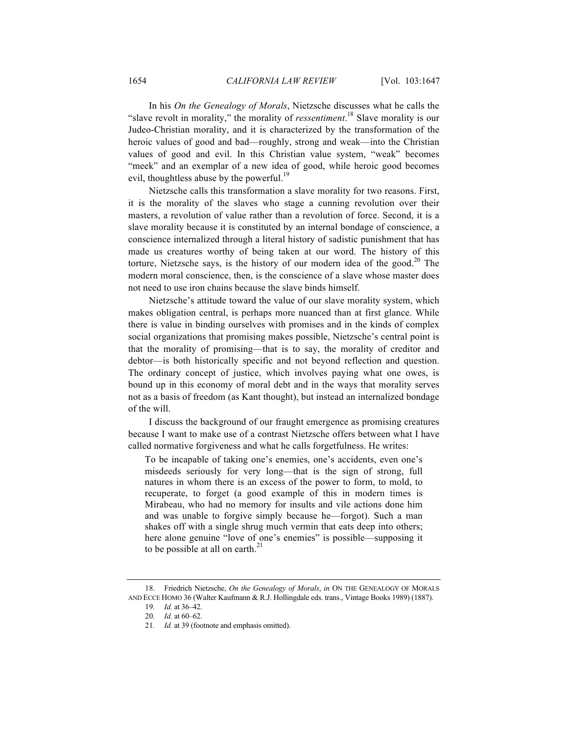In his *On the Genealogy of Morals*, Nietzsche discusses what he calls the "slave revolt in morality," the morality of *ressentiment*.[18] Slave morality is our Judeo-Christian morality, and it is characterized by the transformation of the heroic values of good and bad—roughly, strong and weak—into the Christian values of good and evil. In this Christian value system, "weak" becomes "meek" and an exemplar of a new idea of good, while heroic good becomes evil, thoughtless abuse by the powerful.[19]

Nietzsche calls this transformation a slave morality for two reasons. First, it is the morality of the slaves who stage a cunning revolution over their masters, a revolution of value rather than a revolution of force. Second, it is a slave morality because it is constituted by an internal bondage of conscience, a conscience internalized through a literal history of sadistic punishment that has made us creatures worthy of being taken at our word. The history of this torture, Nietzsche says, is the history of our modern idea of the good.[20] The modern moral conscience, then, is the conscience of a slave whose master does not need to use iron chains because the slave binds himself.

Nietzsche's attitude toward the value of our slave morality system, which makes obligation central, is perhaps more nuanced than at first glance. While there is value in binding ourselves with promises and in the kinds of complex social organizations that promising makes possible, Nietzsche's central point is that the morality of promising—that is to say, the morality of creditor and debtor—is both historically specific and not beyond reflection and question. The ordinary concept of justice, which involves paying what one owes, is bound up in this economy of moral debt and in the ways that morality serves not as a basis of freedom (as Kant thought), but instead an internalized bondage of the will.

I discuss the background of our fraught emergence as promising creatures because I want to make use of a contrast Nietzsche offers between what I have called normative forgiveness and what he calls forgetfulness. He writes:

> To be incapable of taking one's enemies, one's accidents, even one's misdeeds seriously for very long—that is the sign of strong, full natures in whom there is an excess of the power to form, to mold, to recuperate, to forget (a good example of this in modern times is Mirabeau, who had no memory for insults and vile actions done him and was unable to forgive simply because he—forgot). Such a man shakes off with a single shrug much vermin that eats deep into others; here alone genuine "love of one's enemies" is possible—supposing it to be possible at all on earth.[21]

---

18. Friedrich Nietzsche, *On the Genealogy of Morals*, *in* ON THE GENEALOGY OF MORALS AND ECCE HOMO 36 (Walter Kaufmann & R.J. Hollingdale eds. trans., Vintage Books 1989) (1887).
19. *Id.* at 36–42.
20. *Id.* at 60–62.
21. *Id.* at 39 (footnote and emphasis omitted).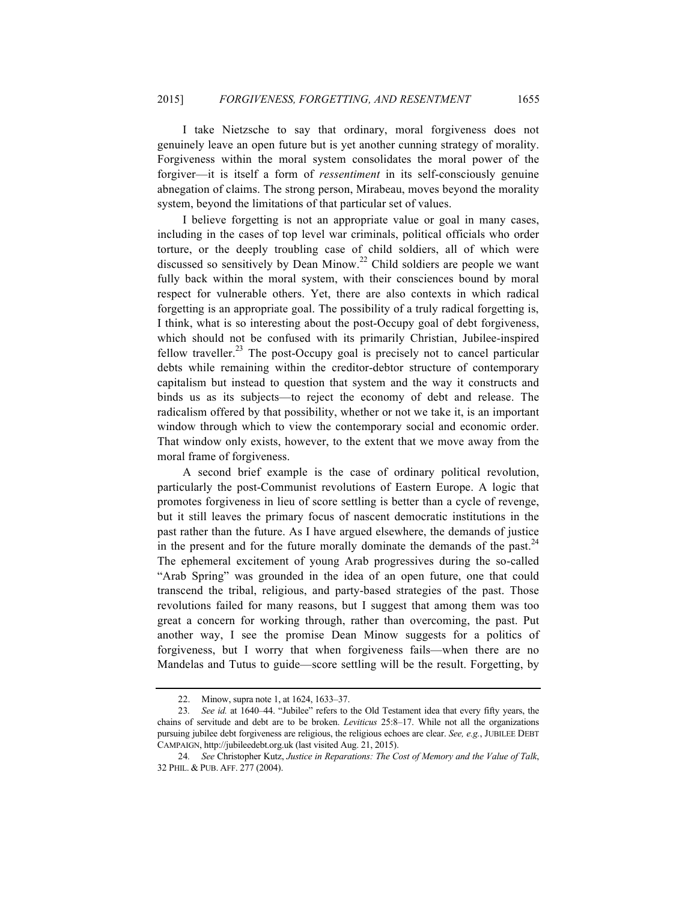I take Nietzsche to say that ordinary, moral forgiveness does not genuinely leave an open future but is yet another cunning strategy of morality. Forgiveness within the moral system consolidates the moral power of the forgiver—it is itself a form of *ressentiment* in its self-consciously genuine abnegation of claims. The strong person, Mirabeau, moves beyond the morality system, beyond the limitations of that particular set of values.

I believe forgetting is not an appropriate value or goal in many cases, including in the cases of top level war criminals, political officials who order torture, or the deeply troubling case of child soldiers, all of which were discussed so sensitively by Dean Minow.[22] Child soldiers are people we want fully back within the moral system, with their consciences bound by moral respect for vulnerable others. Yet, there are also contexts in which radical forgetting is an appropriate goal. The possibility of a truly radical forgetting is, I think, what is so interesting about the post-Occupy goal of debt forgiveness, which should not be confused with its primarily Christian, Jubilee-inspired fellow traveller.[23] The post-Occupy goal is precisely not to cancel particular debts while remaining within the creditor-debtor structure of contemporary capitalism but instead to question that system and the way it constructs and binds us as its subjects—to reject the economy of debt and release. The radicalism offered by that possibility, whether or not we take it, is an important window through which to view the contemporary social and economic order. That window only exists, however, to the extent that we move away from the moral frame of forgiveness.

A second brief example is the case of ordinary political revolution, particularly the post-Communist revolutions of Eastern Europe. A logic that promotes forgiveness in lieu of score settling is better than a cycle of revenge, but it still leaves the primary focus of nascent democratic institutions in the past rather than the future. As I have argued elsewhere, the demands of justice in the present and for the future morally dominate the demands of the past.[24] The ephemeral excitement of young Arab progressives during the so-called "Arab Spring" was grounded in the idea of an open future, one that could transcend the tribal, religious, and party-based strategies of the past. Those revolutions failed for many reasons, but I suggest that among them was too great a concern for working through, rather than overcoming, the past. Put another way, I see the promise Dean Minow suggests for a politics of forgiveness, but I worry that when forgiveness fails—when there are no Mandelas and Tutus to guide—score settling will be the result. Forgetting, by

---

22. Minow, supra note 1, at 1624, 1633–37.

23. *See id.* at 1640–44. "Jubilee" refers to the Old Testament idea that every fifty years, the chains of servitude and debt are to be broken. *Leviticus* 25:8–17. While not all the organizations pursuing jubilee debt forgiveness are religious, the religious echoes are clear. *See, e.g.*, JUBILEE DEBT CAMPAIGN, http://jubileedebt.org.uk (last visited Aug. 21, 2015).

24. *See* Christopher Kutz, *Justice in Reparations: The Cost of Memory and the Value of Talk*, 32 PHIL. & PUB. AFF. 277 (2004).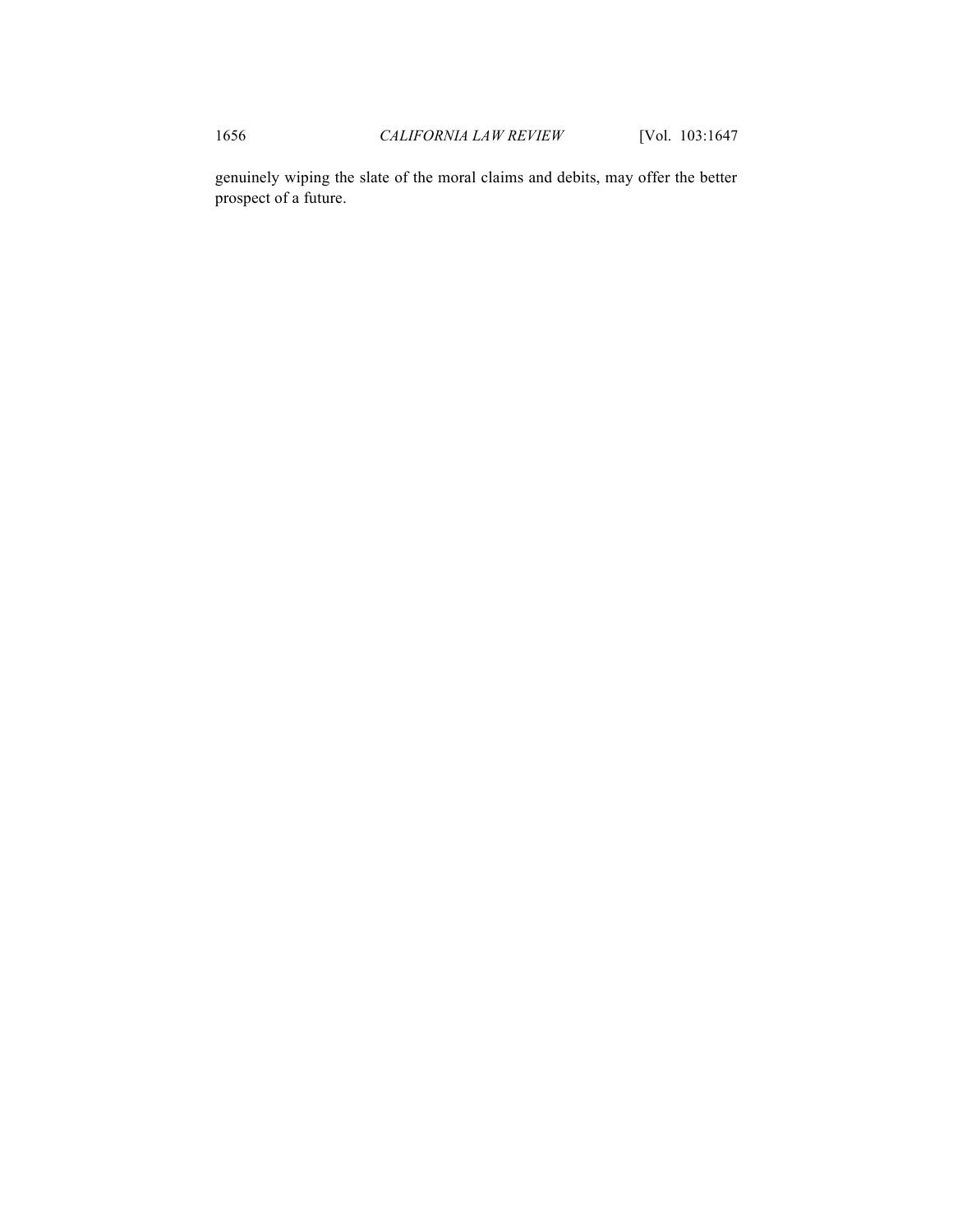genuinely wiping the slate of the moral claims and debits, may offer the better prospect of a future.